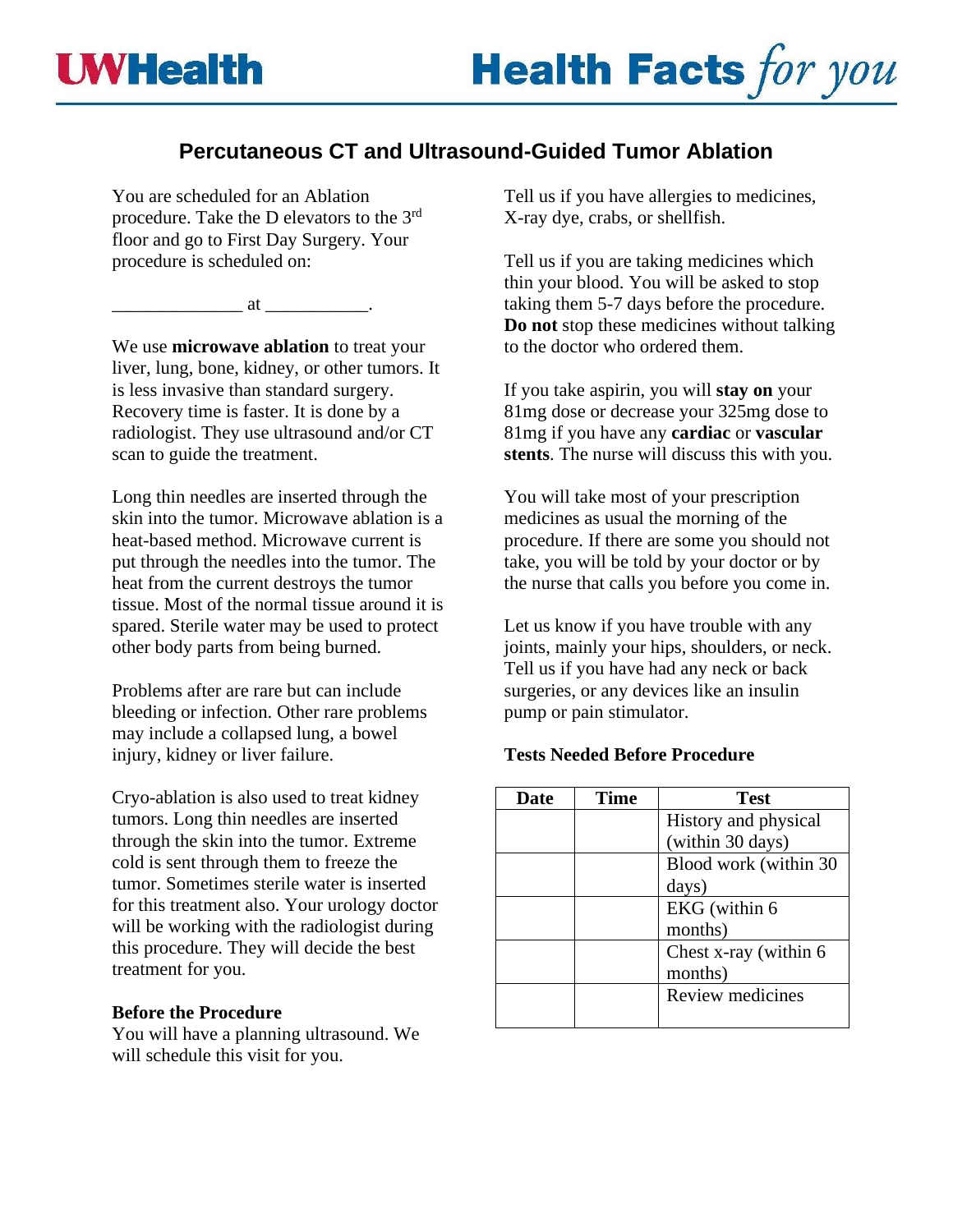# Percutaneous CT and Ultrasound-Guided Tumor Ablation

You are scheduled for an Ablation procedure. Take the D elevators to the 3rd floor and go to First Day Surgery. Your procedure is scheduled on:

______________ at ___________.

We use **microwave ablation** to treat your liver, lung, bone, kidney, or other tumors. It is less invasive than standard surgery. Recovery time is faster. It is done by a radiologist. They use ultrasound and/or CT scan to guide the treatment.

Long thin needles are inserted through the skin into the tumor. Microwave ablation is a heat-based method. Microwave current is put through the needles into the tumor. The heat from the current destroys the tumor tissue. Most of the normal tissue around it is spared. Sterile water may be used to protect other body parts from being burned.

Problems after are rare but can include bleeding or infection. Other rare problems may include a collapsed lung, a bowel injury, kidney or liver failure.

Cryo-ablation is also used to treat kidney tumors. Long thin needles are inserted through the skin into the tumor. Extreme cold is sent through them to freeze the tumor. Sometimes sterile water is inserted for this treatment also. Your urology doctor will be working with the radiologist during this procedure. They will decide the best treatment for you.

**Before the Procedure**

You will have a planning ultrasound. We will schedule this visit for you.

Tell us if you have allergies to medicines, X-ray dye, crabs, or shellfish.

Tell us if you are taking medicines which thin your blood. You will be asked to stop taking them 5-7 days before the procedure. **Do not** stop these medicines without talking to the doctor who ordered them.

If you take aspirin, you will **stay on** your 81mg dose or decrease your 325mg dose to 81mg if you have any **cardiac** or **vascular stents**. The nurse will discuss this with you.

You will take most of your prescription medicines as usual the morning of the procedure. If there are some you should not take, you will be told by your doctor or by the nurse that calls you before you come in.

Let us know if you have trouble with any joints, mainly your hips, shoulders, or neck. Tell us if you have had any neck or back surgeries, or any devices like an insulin pump or pain stimulator.

**Tests Needed Before Procedure**

| Date | Time | Test |
|---|---|---|
| | | History and physical (within 30 days) |
| | | Blood work (within 30 days) |
| | | EKG (within 6 months) |
| | | Chest x-ray (within 6 months) |
| | | Review medicines |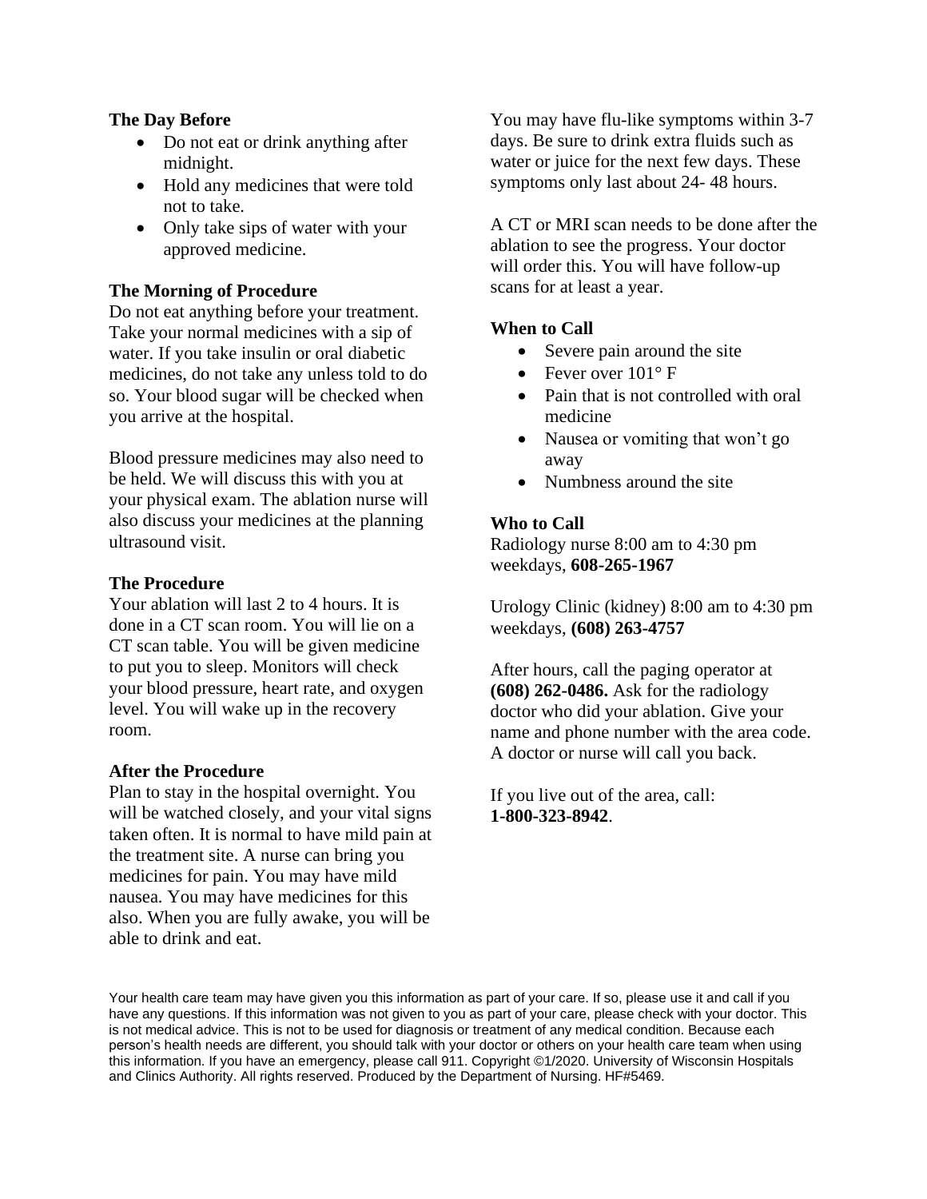### The Day Before

- Do not eat or drink anything after midnight.
- Hold any medicines that were told not to take.
- Only take sips of water with your approved medicine.

### The Morning of Procedure

Do not eat anything before your treatment. Take your normal medicines with a sip of water. If you take insulin or oral diabetic medicines, do not take any unless told to do so. Your blood sugar will be checked when you arrive at the hospital.

Blood pressure medicines may also need to be held. We will discuss this with you at your physical exam. The ablation nurse will also discuss your medicines at the planning ultrasound visit.

### The Procedure

Your ablation will last 2 to 4 hours. It is done in a CT scan room. You will lie on a CT scan table. You will be given medicine to put you to sleep. Monitors will check your blood pressure, heart rate, and oxygen level. You will wake up in the recovery room.

### After the Procedure

Plan to stay in the hospital overnight. You will be watched closely, and your vital signs taken often. It is normal to have mild pain at the treatment site. A nurse can bring you medicines for pain. You may have mild nausea. You may have medicines for this also. When you are fully awake, you will be able to drink and eat.

You may have flu-like symptoms within 3-7 days. Be sure to drink extra fluids such as water or juice for the next few days. These symptoms only last about 24- 48 hours.

A CT or MRI scan needs to be done after the ablation to see the progress. Your doctor will order this. You will have follow-up scans for at least a year.

### When to Call

- Severe pain around the site
- Fever over 101° F
- Pain that is not controlled with oral medicine
- Nausea or vomiting that won't go away
- Numbness around the site

### Who to Call

Radiology nurse 8:00 am to 4:30 pm weekdays, **608-265-1967**

Urology Clinic (kidney) 8:00 am to 4:30 pm weekdays, **(608) 263-4757**

After hours, call the paging operator at **(608) 262-0486.** Ask for the radiology doctor who did your ablation. Give your name and phone number with the area code. A doctor or nurse will call you back.

If you live out of the area, call: **1-800-323-8942**.

Your health care team may have given you this information as part of your care. If so, please use it and call if you have any questions. If this information was not given to you as part of your care, please check with your doctor. This is not medical advice. This is not to be used for diagnosis or treatment of any medical condition. Because each person's health needs are different, you should talk with your doctor or others on your health care team when using this information. If you have an emergency, please call 911. Copyright ©1/2020. University of Wisconsin Hospitals and Clinics Authority. All rights reserved. Produced by the Department of Nursing. HF#5469.